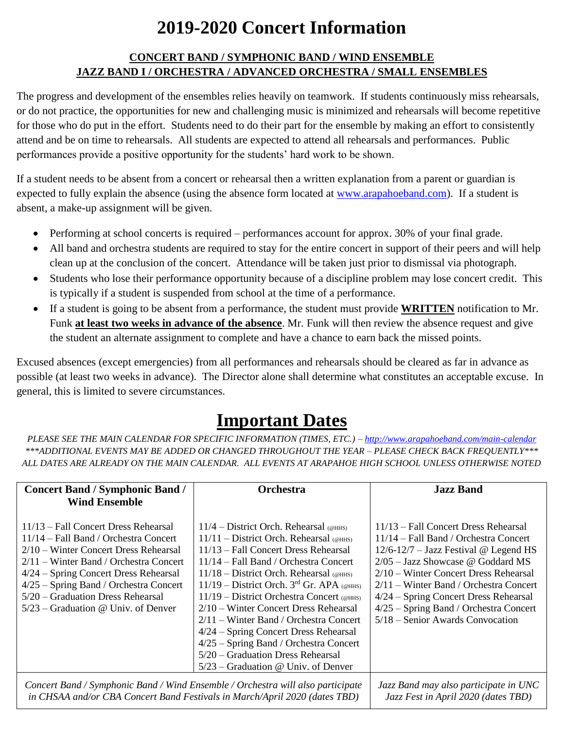# 2019-2020 Concert Information

**CONCERT BAND / SYMPHONIC BAND / WIND ENSEMBLE**
**JAZZ BAND I / ORCHESTRA / ADVANCED ORCHESTRA / SMALL ENSEMBLES**

The progress and development of the ensembles relies heavily on teamwork. If students continuously miss rehearsals, or do not practice, the opportunities for new and challenging music is minimized and rehearsals will become repetitive for those who do put in the effort. Students need to do their part for the ensemble by making an effort to consistently attend and be on time to rehearsals. All students are expected to attend all rehearsals and performances. Public performances provide a positive opportunity for the students' hard work to be shown.

If a student needs to be absent from a concert or rehearsal then a written explanation from a parent or guardian is expected to fully explain the absence (using the absence form located at www.arapahoeband.com). If a student is absent, a make-up assignment will be given.

- Performing at school concerts is required – performances account for approx. 30% of your final grade.
- All band and orchestra students are required to stay for the entire concert in support of their peers and will help clean up at the conclusion of the concert. Attendance will be taken just prior to dismissal via photograph.
- Students who lose their performance opportunity because of a discipline problem may lose concert credit. This is typically if a student is suspended from school at the time of a performance.
- If a student is going to be absent from a performance, the student must provide **WRITTEN** notification to Mr. Funk **at least two weeks in advance of the absence**. Mr. Funk will then review the absence request and give the student an alternate assignment to complete and have a chance to earn back the missed points.

Excused absences (except emergencies) from all performances and rehearsals should be cleared as far in advance as possible (at least two weeks in advance). The Director alone shall determine what constitutes an acceptable excuse. In general, this is limited to severe circumstances.

# Important Dates

*PLEASE SEE THE MAIN CALENDAR FOR SPECIFIC INFORMATION (TIMES, ETC.) – http://www.arapahoeband.com/main-calendar*
*\*\*\*ADDITIONAL EVENTS MAY BE ADDED OR CHANGED THROUGHOUT THE YEAR – PLEASE CHECK BACK FREQUENTLY\*\*\**
*ALL DATES ARE ALREADY ON THE MAIN CALENDAR. ALL EVENTS AT ARAPAHOE HIGH SCHOOL UNLESS OTHERWISE NOTED*

| Concert Band / Symphonic Band / Wind Ensemble | Orchestra | Jazz Band |
|---|---|---|
| 11/13 – Fall Concert Dress Rehearsal<br>11/14 – Fall Band / Orchestra Concert<br>2/10 – Winter Concert Dress Rehearsal<br>2/11 – Winter Band / Orchestra Concert<br>4/24 – Spring Concert Dress Rehearsal<br>4/25 – Spring Band / Orchestra Concert<br>5/20 – Graduation Dress Rehearsal<br>5/23 – Graduation @ Univ. of Denver | 11/4 – District Orch. Rehearsal (@HHS)<br>11/11 – District Orch. Rehearsal (@HHS)<br>11/13 – Fall Concert Dress Rehearsal<br>11/14 – Fall Band / Orchestra Concert<br>11/18 – District Orch. Rehearsal (@HHS)<br>11/19 – District Orch. 3rd Gr. APA (@HHS)<br>11/19 – District Orchestra Concert (@HHS)<br>2/10 – Winter Concert Dress Rehearsal<br>2/11 – Winter Band / Orchestra Concert<br>4/24 – Spring Concert Dress Rehearsal<br>4/25 – Spring Band / Orchestra Concert<br>5/20 – Graduation Dress Rehearsal<br>5/23 – Graduation @ Univ. of Denver | 11/13 – Fall Concert Dress Rehearsal<br>11/14 – Fall Band / Orchestra Concert<br>12/6-12/7 – Jazz Festival @ Legend HS<br>2/05 – Jazz Showcase @ Goddard MS<br>2/10 – Winter Concert Dress Rehearsal<br>2/11 – Winter Band / Orchestra Concert<br>4/24 – Spring Concert Dress Rehearsal<br>4/25 – Spring Band / Orchestra Concert<br>5/18 – Senior Awards Convocation |
| *Concert Band / Symphonic Band / Wind Ensemble / Orchestra will also participate in CHSAA and/or CBA Concert Band Festivals in March/April 2020 (dates TBD)* | | *Jazz Band may also participate in UNC Jazz Fest in April 2020 (dates TBD)* |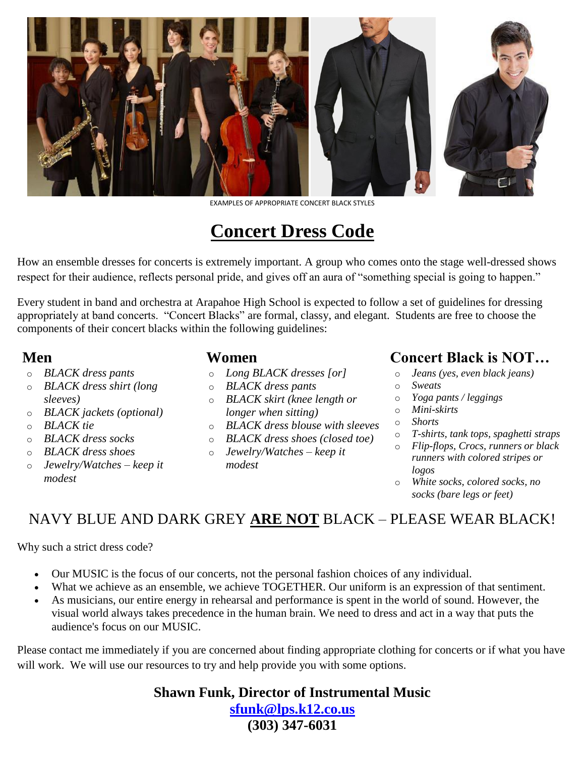EXAMPLES OF APPROPRIATE CONCERT BLACK STYLES

# Concert Dress Code

How an ensemble dresses for concerts is extremely important. A group who comes onto the stage well-dressed shows respect for their audience, reflects personal pride, and gives off an aura of "something special is going to happen."

Every student in band and orchestra at Arapahoe High School is expected to follow a set of guidelines for dressing appropriately at band concerts. "Concert Blacks" are formal, classy, and elegant. Students are free to choose the components of their concert blacks within the following guidelines:

## Men

- *BLACK dress pants*
- *BLACK dress shirt (long sleeves)*
- *BLACK jackets (optional)*
- *BLACK tie*
- *BLACK dress socks*
- *BLACK dress shoes*
- *Jewelry/Watches – keep it modest*

## Women

- *Long BLACK dresses [or]*
- *BLACK dress pants*
- *BLACK skirt (knee length or longer when sitting)*
- *BLACK dress blouse with sleeves*
- *BLACK dress shoes (closed toe)*
- *Jewelry/Watches – keep it modest*

## Concert Black is NOT…

- *Jeans (yes, even black jeans)*
- *Sweats*
- *Yoga pants / leggings*
- *Mini-skirts*
- *Shorts*
- *T-shirts, tank tops, spaghetti straps*
- *Flip-flops, Crocs, runners or black runners with colored stripes or logos*
- *White socks, colored socks, no socks (bare legs or feet)*

NAVY BLUE AND DARK GREY **ARE NOT** BLACK – PLEASE WEAR BLACK!

Why such a strict dress code?

- Our MUSIC is the focus of our concerts, not the personal fashion choices of any individual.
- What we achieve as an ensemble, we achieve TOGETHER. Our uniform is an expression of that sentiment.
- As musicians, our entire energy in rehearsal and performance is spent in the world of sound. However, the visual world always takes precedence in the human brain. We need to dress and act in a way that puts the audience's focus on our MUSIC.

Please contact me immediately if you are concerned about finding appropriate clothing for concerts or if what you have will work. We will use our resources to try and help provide you with some options.

**Shawn Funk, Director of Instrumental Music**
**sfunk@lps.k12.co.us**
**(303) 347-6031**